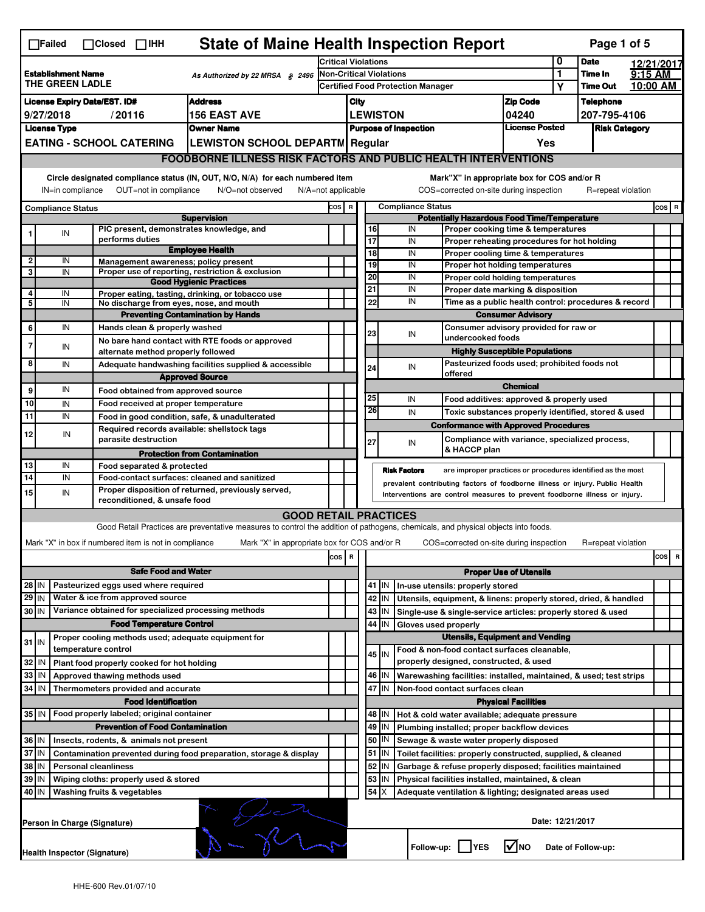☐Failed ☐Closed ☐IHH

# State of Maine Health Inspection Report

| Establishment Name | As Authorized by 22 MRSA § 2496 | Critical Violations | 0 | Date | 12/21/2017 |
|---|---|---|---|---|---|
| THE GREEN LADLE | | Non-Critical Violations | 1 | Time In | 9:15 AM |
| | | Certified Food Protection Manager | Y | Time Out | 10:00 AM |

| License Expiry Date/EST. ID# | Address | City | Zip Code | Telephone |
|---|---|---|---|---|
| 9/27/2018 / 20116 | 156 EAST AVE | LEWISTON | 04240 | 207-795-4106 |

| License Type | Owner Name | Purpose of Inspection | License Posted | Risk Category |
|---|---|---|---|---|
| EATING - SCHOOL CATERING | LEWISTON SCHOOL DEPARTM | Regular | Yes | |

## FOODBORNE ILLNESS RISK FACTORS AND PUBLIC HEALTH INTERVENTIONS

Circle designated compliance status (IN, OUT, N/O, N/A) for each numbered item
IN=in compliance OUT=not in compliance N/O=not observed N/A=not applicable

Mark "X" in appropriate box for COS and/or R
COS=corrected on-site during inspection R=repeat violation

| # | Compliance Status | Item | COS | R |
|---|---|---|---|---|
| | | **Supervision** | | |
| 1 | IN | PIC present, demonstrates knowledge, and performs duties | | |
| | | **Employee Health** | | |
| 2 | IN | Management awareness; policy present | | |
| 3 | IN | Proper use of reporting, restriction & exclusion | | |
| | | **Good Hygienic Practices** | | |
| 4 | IN | Proper eating, tasting, drinking, or tobacco use | | |
| 5 | IN | No discharge from eyes, nose, and mouth | | |
| | | **Preventing Contamination by Hands** | | |
| 6 | IN | Hands clean & properly washed | | |
| 7 | IN | No bare hand contact with RTE foods or approved alternate method properly followed | | |
| 8 | IN | Adequate handwashing facilities supplied & accessible | | |
| | | **Approved Source** | | |
| 9 | IN | Food obtained from approved source | | |
| 10 | IN | Food received at proper temperature | | |
| 11 | IN | Food in good condition, safe, & unadulterated | | |
| 12 | IN | Required records available: shellstock tags parasite destruction | | |
| | | **Protection from Contamination** | | |
| 13 | IN | Food separated & protected | | |
| 14 | IN | Food-contact surfaces: cleaned and sanitized | | |
| 15 | IN | Proper disposition of returned, previously served, reconditioned, & unsafe food | | |
| | | **Potentially Hazardous Food Time/Temperature** | | |
| 16 | IN | Proper cooking time & temperatures | | |
| 17 | IN | Proper reheating procedures for hot holding | | |
| 18 | IN | Proper cooling time & temperatures | | |
| 19 | IN | Proper hot holding temperatures | | |
| 20 | IN | Proper cold holding temperatures | | |
| 21 | IN | Proper date marking & disposition | | |
| 22 | IN | Time as a public health control: procedures & record | | |
| | | **Consumer Advisory** | | |
| 23 | IN | Consumer advisory provided for raw or undercooked foods | | |
| | | **Highly Susceptible Populations** | | |
| 24 | IN | Pasteurized foods used; prohibited foods not offered | | |
| | | **Chemical** | | |
| 25 | IN | Food additives: approved & properly used | | |
| 26 | IN | Toxic substances properly identified, stored & used | | |
| | | **Conformance with Approved Procedures** | | |
| 27 | IN | Compliance with variance, specialized process, & HACCP plan | | |

**Risk Factors** are improper practices or procedures identified as the most prevalent contributing factors of foodborne illness or injury. Public Health Interventions are control measures to prevent foodborne illness or injury.

## GOOD RETAIL PRACTICES

Good Retail Practices are preventative measures to control the addition of pathogens, chemicals, and physical objects into foods.

Mark "X" in box if numbered item is not in compliance Mark "X" in appropriate box for COS and/or R COS=corrected on-site during inspection R=repeat violation

| # | Status | Item | COS | R |
|---|---|---|---|---|
| | | **Safe Food and Water** | | |
| 28 | IN | Pasteurized eggs used where required | | |
| 29 | IN | Water & ice from approved source | | |
| 30 | IN | Variance obtained for specialized processing methods | | |
| | | **Food Temperature Control** | | |
| 31 | IN | Proper cooling methods used; adequate equipment for temperature control | | |
| 32 | IN | Plant food properly cooked for hot holding | | |
| 33 | IN | Approved thawing methods used | | |
| 34 | IN | Thermometers provided and accurate | | |
| | | **Food Identification** | | |
| 35 | IN | Food properly labeled; original container | | |
| | | **Prevention of Food Contamination** | | |
| 36 | IN | Insects, rodents, & animals not present | | |
| 37 | IN | Contamination prevented during food preparation, storage & display | | |
| 38 | IN | Personal cleanliness | | |
| 39 | IN | Wiping cloths: properly used & stored | | |
| 40 | IN | Washing fruits & vegetables | | |
| | | **Proper Use of Utensils** | | |
| 41 | IN | In-use utensils: properly stored | | |
| 42 | IN | Utensils, equipment, & linens: properly stored, dried, & handled | | |
| 43 | IN | Single-use & single-service articles: properly stored & used | | |
| 44 | IN | Gloves used properly | | |
| | | **Utensils, Equipment and Vending** | | |
| 45 | IN | Food & non-food contact surfaces cleanable, properly designed, constructed, & used | | |
| 46 | IN | Warewashing facilities: installed, maintained, & used; test strips | | |
| 47 | IN | Non-food contact surfaces clean | | |
| | | **Physical Facilities** | | |
| 48 | IN | Hot & cold water available; adequate pressure | | |
| 49 | IN | Plumbing installed; proper backflow devices | | |
| 50 | IN | Sewage & waste water properly disposed | | |
| 51 | IN | Toilet facilities: properly constructed, supplied, & cleaned | | |
| 52 | IN | Garbage & refuse properly disposed; facilities maintained | | |
| 53 | IN | Physical facilities installed, maintained, & clean | | |
| 54 | X | Adequate ventilation & lighting; designated areas used | | |

Person in Charge (Signature)

Health Inspector (Signature)

Date: 12/21/2017

Follow-up: ☐ YES ☑ NO Date of Follow-up:

HHE-600 Rev.01/07/10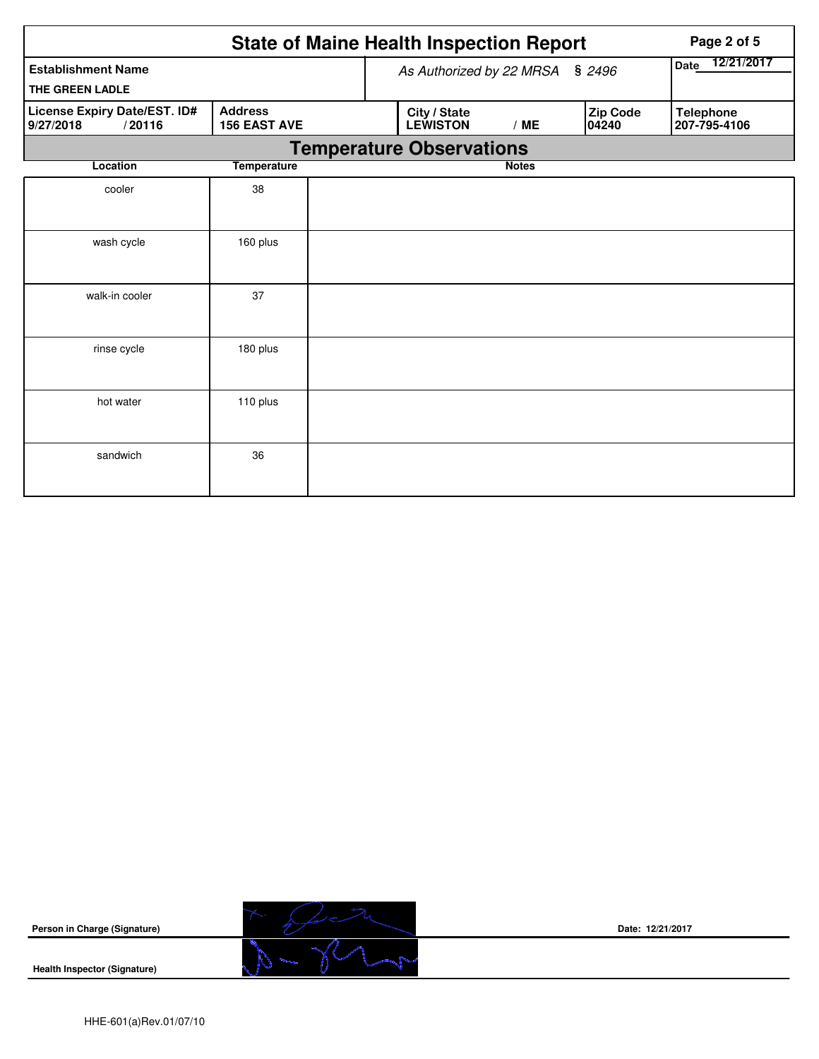# State of Maine Health Inspection Report

| Establishment Name | As Authorized by 22 MRSA § 2496 | | | Date 12/21/2017 |
|---|---|---|---|---|
| THE GREEN LADLE | | | | |
| License Expiry Date/EST. ID# | Address | City / State | Zip Code | Telephone |
| 9/27/2018 / 20116 | 156 EAST AVE | LEWISTON / ME | 04240 | 207-795-4106 |

## Temperature Observations

| Location | Temperature | Notes |
|---|---|---|
| cooler | 38 | |
| wash cycle | 160 plus | |
| walk-in cooler | 37 | |
| rinse cycle | 180 plus | |
| hot water | 110 plus | |
| sandwich | 36 | |

**Person in Charge (Signature)** Date: 12/21/2017

**Health Inspector (Signature)**

HHE-601(a)Rev.01/07/10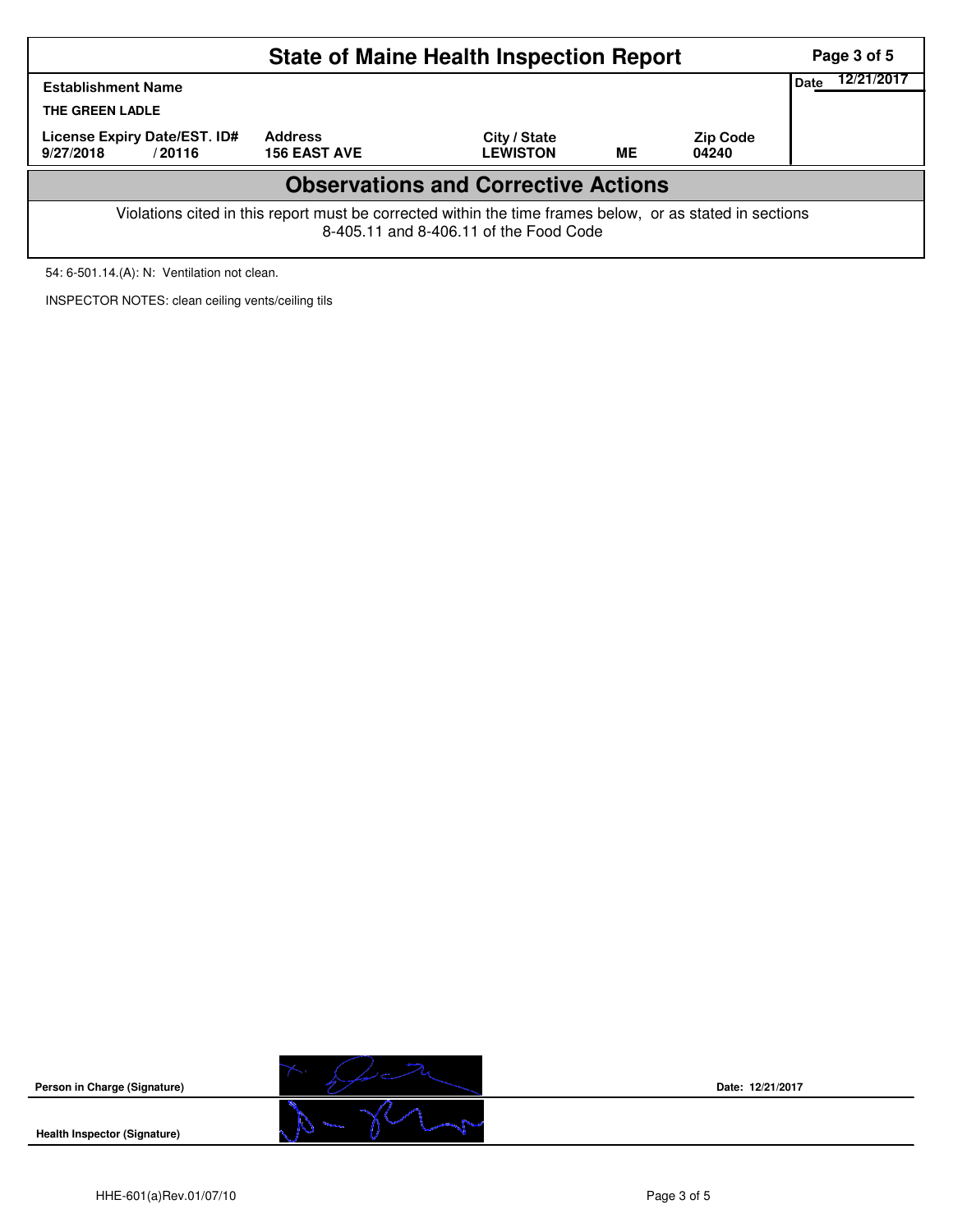# State of Maine Health Inspection Report

| Establishment Name | | | | | Date 12/21/2017 |
|---|---|---|---|---|---|
| THE GREEN LADLE | | | | | |
| License Expiry Date/EST. ID# | | Address | City / State | | Zip Code |
| 9/27/2018 | / 20116 | 156 EAST AVE | LEWISTON | ME | 04240 |

## Observations and Corrective Actions

Violations cited in this report must be corrected within the time frames below, or as stated in sections 8-405.11 and 8-406.11 of the Food Code

54: 6-501.14.(A): N: Ventilation not clean.

INSPECTOR NOTES: clean ceiling vents/ceiling tils

**Person in Charge (Signature)**

Date: 12/21/2017

**Health Inspector (Signature)**

HHE-601(a)Rev.01/07/10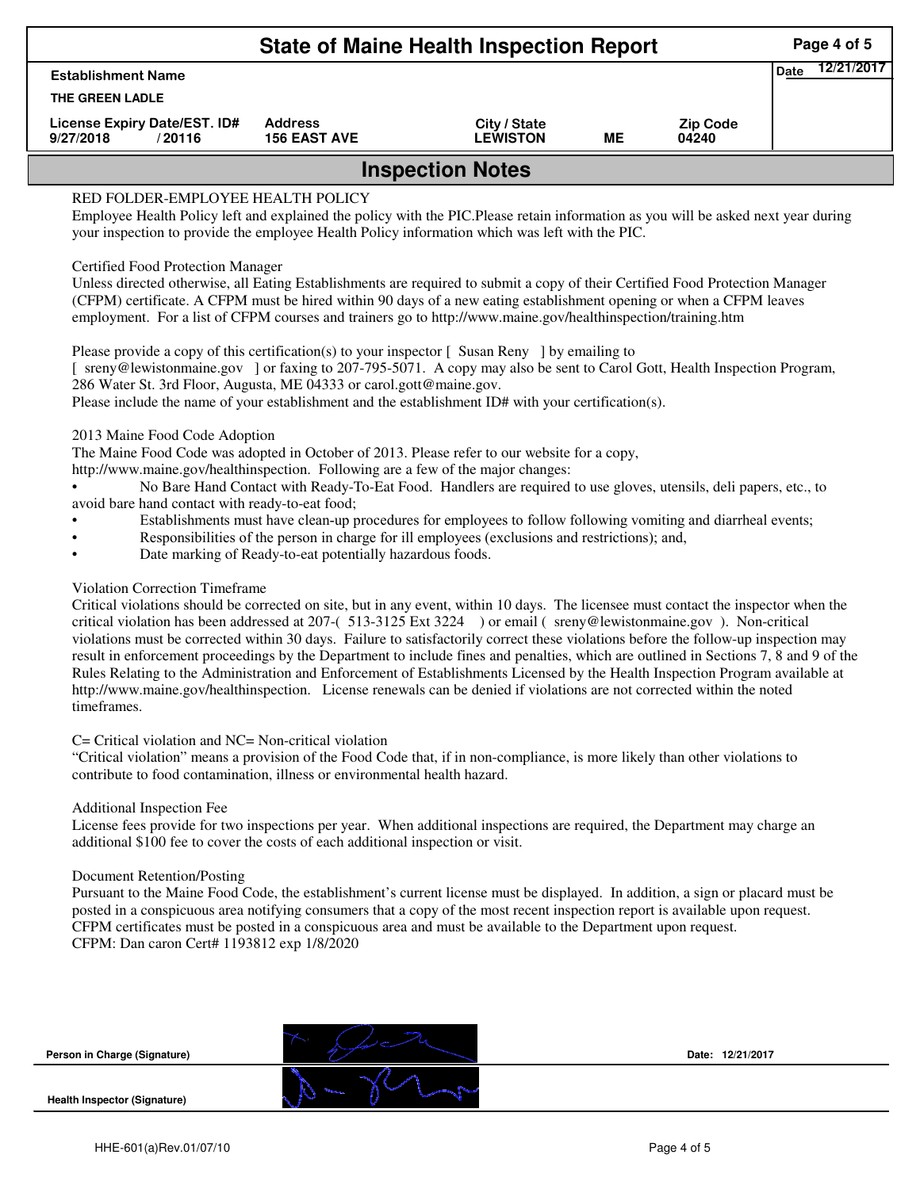# State of Maine Health Inspection Report

| Establishment Name | | | | | Date 12/21/2017 |
|---|---|---|---|---|---|
| THE GREEN LADLE | | | | | |
| License Expiry Date/EST. ID# | Address | City / State | | Zip Code | |
| 9/27/2018 / 20116 | 156 EAST AVE | LEWISTON | ME | 04240 | |

## Inspection Notes

RED FOLDER-EMPLOYEE HEALTH POLICY
Employee Health Policy left and explained the policy with the PIC.Please retain information as you will be asked next year during your inspection to provide the employee Health Policy information which was left with the PIC.

Certified Food Protection Manager
Unless directed otherwise, all Eating Establishments are required to submit a copy of their Certified Food Protection Manager (CFPM) certificate. A CFPM must be hired within 90 days of a new eating establishment opening or when a CFPM leaves employment. For a list of CFPM courses and trainers go to http://www.maine.gov/healthinspection/training.htm

Please provide a copy of this certification(s) to your inspector [ Susan Reny ] by emailing to
[ sreny@lewistonmaine.gov ] or faxing to 207-795-5071. A copy may also be sent to Carol Gott, Health Inspection Program, 286 Water St. 3rd Floor, Augusta, ME 04333 or carol.gott@maine.gov.
Please include the name of your establishment and the establishment ID# with your certification(s).

2013 Maine Food Code Adoption
The Maine Food Code was adopted in October of 2013. Please refer to our website for a copy,
http://www.maine.gov/healthinspection. Following are a few of the major changes:

- No Bare Hand Contact with Ready-To-Eat Food. Handlers are required to use gloves, utensils, deli papers, etc., to avoid bare hand contact with ready-to-eat food;
- Establishments must have clean-up procedures for employees to follow following vomiting and diarrheal events;
- Responsibilities of the person in charge for ill employees (exclusions and restrictions); and,
- Date marking of Ready-to-eat potentially hazardous foods.

Violation Correction Timeframe
Critical violations should be corrected on site, but in any event, within 10 days. The licensee must contact the inspector when the critical violation has been addressed at 207-( 513-3125 Ext 3224 ) or email ( sreny@lewistonmaine.gov ). Non-critical violations must be corrected within 30 days. Failure to satisfactorily correct these violations before the follow-up inspection may result in enforcement proceedings by the Department to include fines and penalties, which are outlined in Sections 7, 8 and 9 of the Rules Relating to the Administration and Enforcement of Establishments Licensed by the Health Inspection Program available at http://www.maine.gov/healthinspection. License renewals can be denied if violations are not corrected within the noted timeframes.

C= Critical violation and NC= Non-critical violation
"Critical violation" means a provision of the Food Code that, if in non-compliance, is more likely than other violations to contribute to food contamination, illness or environmental health hazard.

Additional Inspection Fee
License fees provide for two inspections per year. When additional inspections are required, the Department may charge an additional $100 fee to cover the costs of each additional inspection or visit.

Document Retention/Posting
Pursuant to the Maine Food Code, the establishment's current license must be displayed. In addition, a sign or placard must be posted in a conspicuous area notifying consumers that a copy of the most recent inspection report is available upon request. CFPM certificates must be posted in a conspicuous area and must be available to the Department upon request.
CFPM: Dan caron Cert# 1193812 exp 1/8/2020

| | | |
|---|---|---|
| Person in Charge (Signature) | [signature] | Date: 12/21/2017 |
| Health Inspector (Signature) | [signature] | |

HHE-601(a)Rev.01/07/10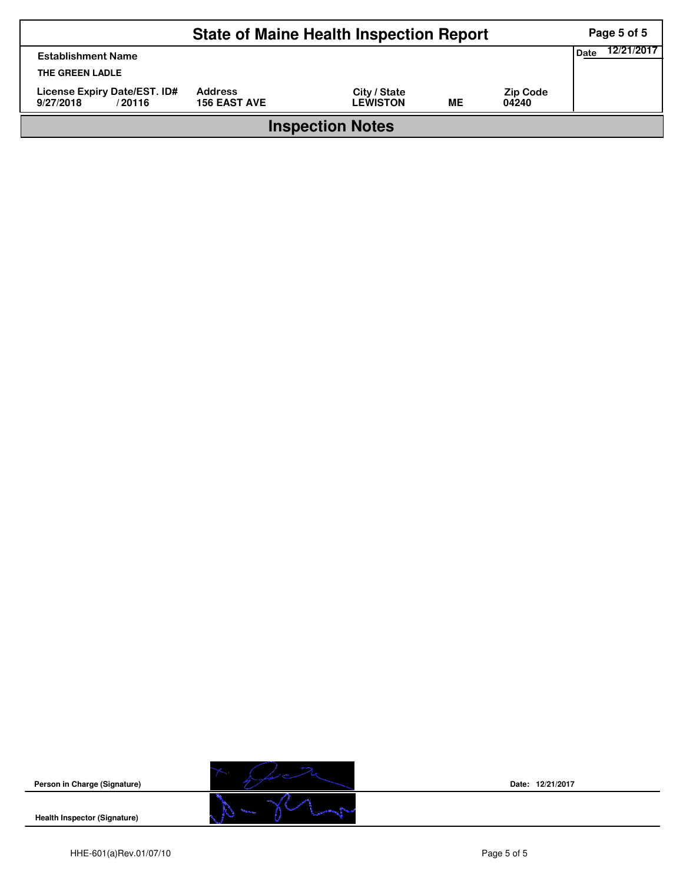# State of Maine Health Inspection Report

| Establishment Name | | | | | Date 12/21/2017 |
|---|---|---|---|---|---|
| THE GREEN LADLE | | | | | |
| License Expiry Date/EST. ID# | Address | City / State | | Zip Code | |
| 9/27/2018 / 20116 | 156 EAST AVE | LEWISTON | ME | 04240 | |

## Inspection Notes

**Person in Charge (Signature)** Date: 12/21/2017

**Health Inspector (Signature)**

HHE-601(a)Rev.01/07/10